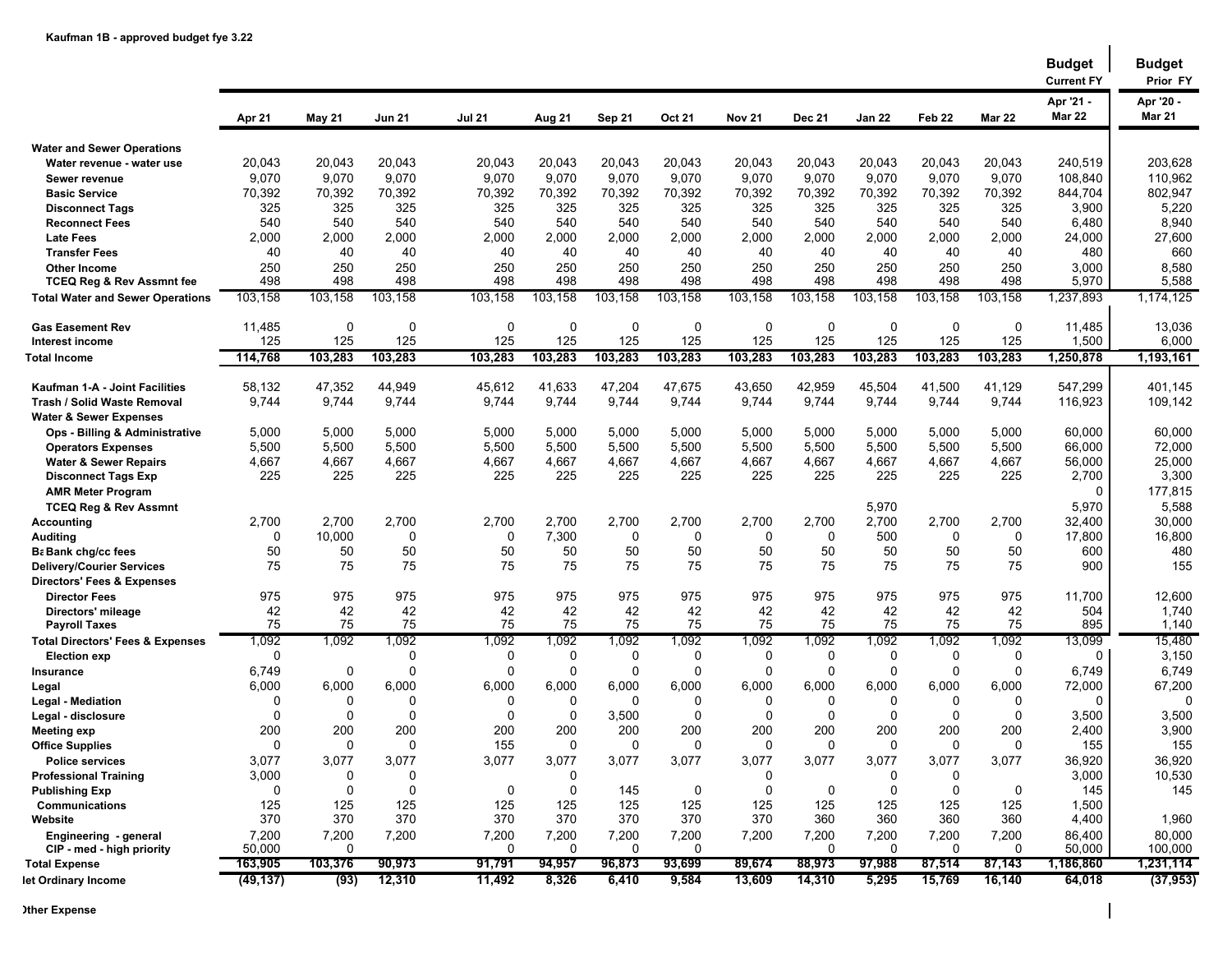**Kaufman 1B - approved budget fye 3.22**

| | Apr 21 | May 21 | Jun 21 | Jul 21 | Aug 21 | Sep 21 | Oct 21 | Nov 21 | Dec 21 | Jan 22 | Feb 22 | Mar 22 | Budget Current FY Apr '21 - Mar 22 | Budget Prior FY Apr '20 - Mar 21 |
|---|---|---|---|---|---|---|---|---|---|---|---|---|---|---|
| **Water and Sewer Operations** | | | | | | | | | | | | | | |
| **Water revenue - water use** | 20,043 | 20,043 | 20,043 | 20,043 | 20,043 | 20,043 | 20,043 | 20,043 | 20,043 | 20,043 | 20,043 | 20,043 | 240,519 | 203,628 |
| **Sewer revenue** | 9,070 | 9,070 | 9,070 | 9,070 | 9,070 | 9,070 | 9,070 | 9,070 | 9,070 | 9,070 | 9,070 | 9,070 | 108,840 | 110,962 |
| **Basic Service** | 70,392 | 70,392 | 70,392 | 70,392 | 70,392 | 70,392 | 70,392 | 70,392 | 70,392 | 70,392 | 70,392 | 70,392 | 844,704 | 802,947 |
| **Disconnect Tags** | 325 | 325 | 325 | 325 | 325 | 325 | 325 | 325 | 325 | 325 | 325 | 325 | 3,900 | 5,220 |
| **Reconnect Fees** | 540 | 540 | 540 | 540 | 540 | 540 | 540 | 540 | 540 | 540 | 540 | 540 | 6,480 | 8,940 |
| **Late Fees** | 2,000 | 2,000 | 2,000 | 2,000 | 2,000 | 2,000 | 2,000 | 2,000 | 2,000 | 2,000 | 2,000 | 2,000 | 24,000 | 27,600 |
| **Transfer Fees** | 40 | 40 | 40 | 40 | 40 | 40 | 40 | 40 | 40 | 40 | 40 | 40 | 480 | 660 |
| **Other Income** | 250 | 250 | 250 | 250 | 250 | 250 | 250 | 250 | 250 | 250 | 250 | 250 | 3,000 | 8,580 |
| **TCEQ Reg & Rev Assmnt fee** | 498 | 498 | 498 | 498 | 498 | 498 | 498 | 498 | 498 | 498 | 498 | 498 | 5,970 | 5,588 |
| **Total Water and Sewer Operations** | 103,158 | 103,158 | 103,158 | 103,158 | 103,158 | 103,158 | 103,158 | 103,158 | 103,158 | 103,158 | 103,158 | 103,158 | 1,237,893 | 1,174,125 |
| **Gas Easement Rev** | 11,485 | 0 | 0 | 0 | 0 | 0 | 0 | 0 | 0 | 0 | 0 | 0 | 11,485 | 13,036 |
| **Interest income** | 125 | 125 | 125 | 125 | 125 | 125 | 125 | 125 | 125 | 125 | 125 | 125 | 1,500 | 6,000 |
| **Total Income** | 114,768 | 103,283 | 103,283 | 103,283 | 103,283 | 103,283 | 103,283 | 103,283 | 103,283 | 103,283 | 103,283 | 103,283 | 1,250,878 | 1,193,161 |
| **Kaufman 1-A - Joint Facilities** | 58,132 | 47,352 | 44,949 | 45,612 | 41,633 | 47,204 | 47,675 | 43,650 | 42,959 | 45,504 | 41,500 | 41,129 | 547,299 | 401,145 |
| **Trash / Solid Waste Removal** | 9,744 | 9,744 | 9,744 | 9,744 | 9,744 | 9,744 | 9,744 | 9,744 | 9,744 | 9,744 | 9,744 | 9,744 | 116,923 | 109,142 |
| **Water & Sewer Expenses** | | | | | | | | | | | | | | |
| **Ops - Billing & Administrative** | 5,000 | 5,000 | 5,000 | 5,000 | 5,000 | 5,000 | 5,000 | 5,000 | 5,000 | 5,000 | 5,000 | 5,000 | 60,000 | 60,000 |
| **Operators Expenses** | 5,500 | 5,500 | 5,500 | 5,500 | 5,500 | 5,500 | 5,500 | 5,500 | 5,500 | 5,500 | 5,500 | 5,500 | 66,000 | 72,000 |
| **Water & Sewer Repairs** | 4,667 | 4,667 | 4,667 | 4,667 | 4,667 | 4,667 | 4,667 | 4,667 | 4,667 | 4,667 | 4,667 | 4,667 | 56,000 | 25,000 |
| **Disconnect Tags Exp** | 225 | 225 | 225 | 225 | 225 | 225 | 225 | 225 | 225 | 225 | 225 | 225 | 2,700 | 3,300 |
| **AMR Meter Program** | | | | | | | | | | | | | 0 | 177,815 |
| **TCEQ Reg & Rev Assmnt** | | | | | | | | | | 5,970 | | | 5,970 | 5,588 |
| **Accounting** | 2,700 | 2,700 | 2,700 | 2,700 | 2,700 | 2,700 | 2,700 | 2,700 | 2,700 | 2,700 | 2,700 | 2,700 | 32,400 | 30,000 |
| **Auditing** | 0 | 10,000 | 0 | 0 | 7,300 | 0 | 0 | 0 | 0 | 500 | 0 | 0 | 17,800 | 16,800 |
| **Ba Bank chg/cc fees** | 50 | 50 | 50 | 50 | 50 | 50 | 50 | 50 | 50 | 50 | 50 | 50 | 600 | 480 |
| **Delivery/Courier Services** | 75 | 75 | 75 | 75 | 75 | 75 | 75 | 75 | 75 | 75 | 75 | 75 | 900 | 155 |
| **Directors' Fees & Expenses** | | | | | | | | | | | | | | |
| **Director Fees** | 975 | 975 | 975 | 975 | 975 | 975 | 975 | 975 | 975 | 975 | 975 | 975 | 11,700 | 12,600 |
| **Directors' mileage** | 42 | 42 | 42 | 42 | 42 | 42 | 42 | 42 | 42 | 42 | 42 | 42 | 504 | 1,740 |
| **Payroll Taxes** | 75 | 75 | 75 | 75 | 75 | 75 | 75 | 75 | 75 | 75 | 75 | 75 | 895 | 1,140 |
| **Total Directors' Fees & Expenses** | 1,092 | 1,092 | 1,092 | 1,092 | 1,092 | 1,092 | 1,092 | 1,092 | 1,092 | 1,092 | 1,092 | 1,092 | 13,099 | 15,480 |
| **Election exp** | 0 | | 0 | 0 | 0 | 0 | 0 | 0 | 0 | 0 | 0 | 0 | 0 | 3,150 |
| **Insurance** | 6,749 | 0 | 0 | 0 | 0 | 0 | 0 | 0 | 0 | 0 | 0 | 0 | 6,749 | 6,749 |
| **Legal** | 6,000 | 6,000 | 6,000 | 6,000 | 6,000 | 6,000 | 6,000 | 6,000 | 6,000 | 6,000 | 6,000 | 6,000 | 72,000 | 67,200 |
| **Legal - Mediation** | 0 | 0 | 0 | 0 | 0 | 0 | 0 | 0 | 0 | 0 | 0 | 0 | 0 | 0 |
| **Legal - disclosure** | 0 | 0 | 0 | 0 | 0 | 3,500 | 0 | 0 | 0 | 0 | 0 | 0 | 3,500 | 3,500 |
| **Meeting exp** | 200 | 200 | 200 | 200 | 200 | 200 | 200 | 200 | 200 | 200 | 200 | 200 | 2,400 | 3,900 |
| **Office Supplies** | 0 | 0 | 0 | 155 | 0 | 0 | 0 | 0 | 0 | 0 | 0 | 0 | 155 | 155 |
| **Police services** | 3,077 | 3,077 | 3,077 | 3,077 | 3,077 | 3,077 | 3,077 | 3,077 | 3,077 | 3,077 | 3,077 | 3,077 | 36,920 | 36,920 |
| **Professional Training** | 3,000 | 0 | 0 | | 0 | | | 0 | | 0 | 0 | | 3,000 | 10,530 |
| **Publishing Exp** | 0 | 0 | 0 | 0 | 0 | 145 | 0 | 0 | 0 | 0 | 0 | 0 | 145 | 145 |
| **Communications** | 125 | 125 | 125 | 125 | 125 | 125 | 125 | 125 | 125 | 125 | 125 | 125 | 1,500 | |
| **Website** | 370 | 370 | 370 | 370 | 370 | 370 | 370 | 370 | 360 | 360 | 360 | 360 | 4,400 | 1,960 |
| **Engineering - general** | 7,200 | 7,200 | 7,200 | 7,200 | 7,200 | 7,200 | 7,200 | 7,200 | 7,200 | 7,200 | 7,200 | 7,200 | 86,400 | 80,000 |
| **CIP - med - high priority** | 50,000 | 0 | | 0 | 0 | 0 | 0 | | 0 | 0 | 0 | 0 | 50,000 | 100,000 |
| **Total Expense** | 163,905 | 103,376 | 90,973 | 91,791 | 94,957 | 96,873 | 93,699 | 89,674 | 88,973 | 97,988 | 87,514 | 87,143 | 1,186,860 | 1,231,114 |
| **let Ordinary Income** | (49,137) | (93) | 12,310 | 11,492 | 8,326 | 6,410 | 9,584 | 13,609 | 14,310 | 5,295 | 15,769 | 16,140 | 64,018 | (37,953) |

**Other Expense**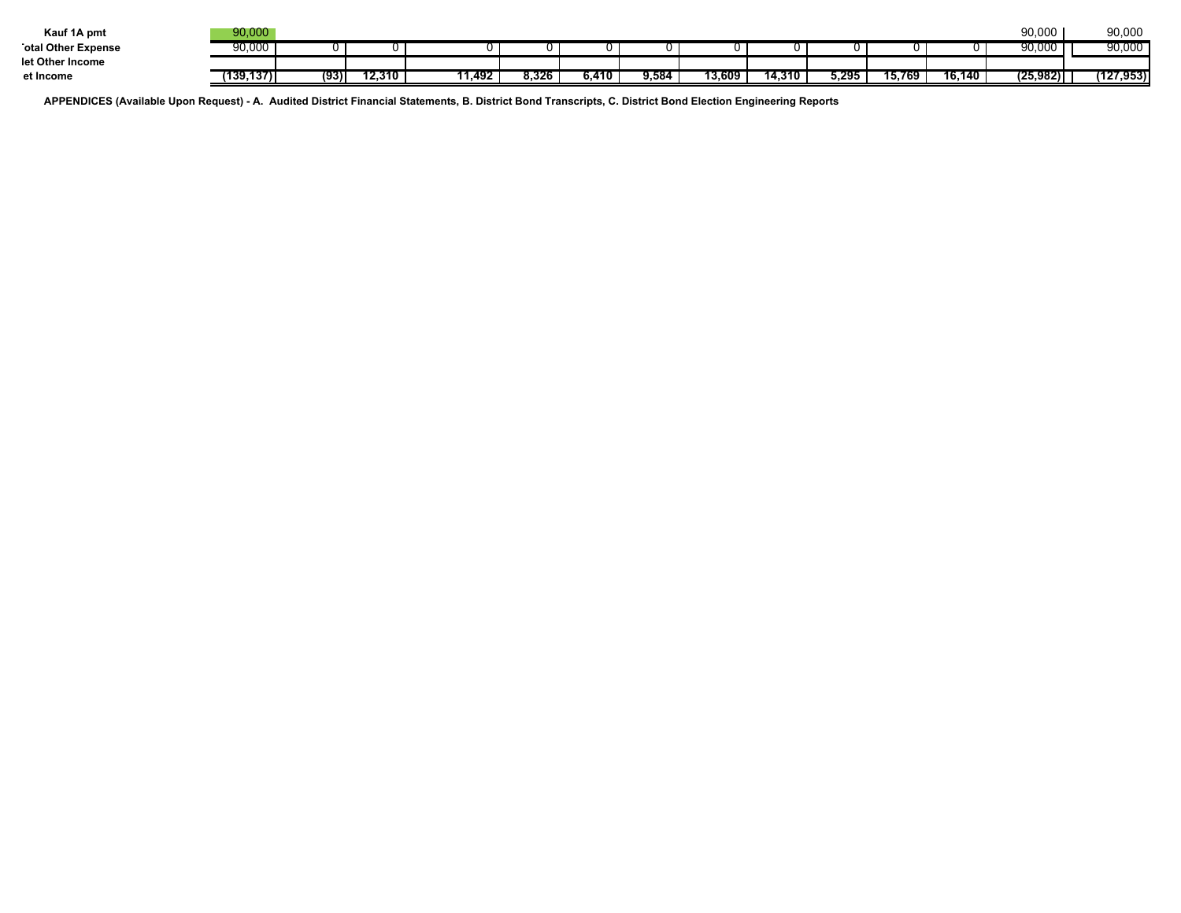| | | | | | | | | | | | | | | |
|---|---|---|---|---|---|---|---|---|---|---|---|---|---|---|
| **Kauf 1A pmt** | 90,000 | | | | | | | | | | | | 90,000 | 90,000 |
| **'otal Other Expense** | 90,000 | 0 | 0 | 0 | 0 | 0 | 0 | 0 | 0 | 0 | 0 | 0 | 90,000 | 90,000 |
| **let Other Income** | | | | | | | | | | | | | | |
| **et Income** | **(139,137)** | **(93)** | **12,310** | **11,492** | **8,326** | **6,410** | **9,584** | **13,609** | **14,310** | **5,295** | **15,769** | **16,140** | **(25,982)** | **(127,953)** |

**APPENDICES (Available Upon Request) - A. Audited District Financial Statements, B. District Bond Transcripts, C. District Bond Election Engineering Reports**